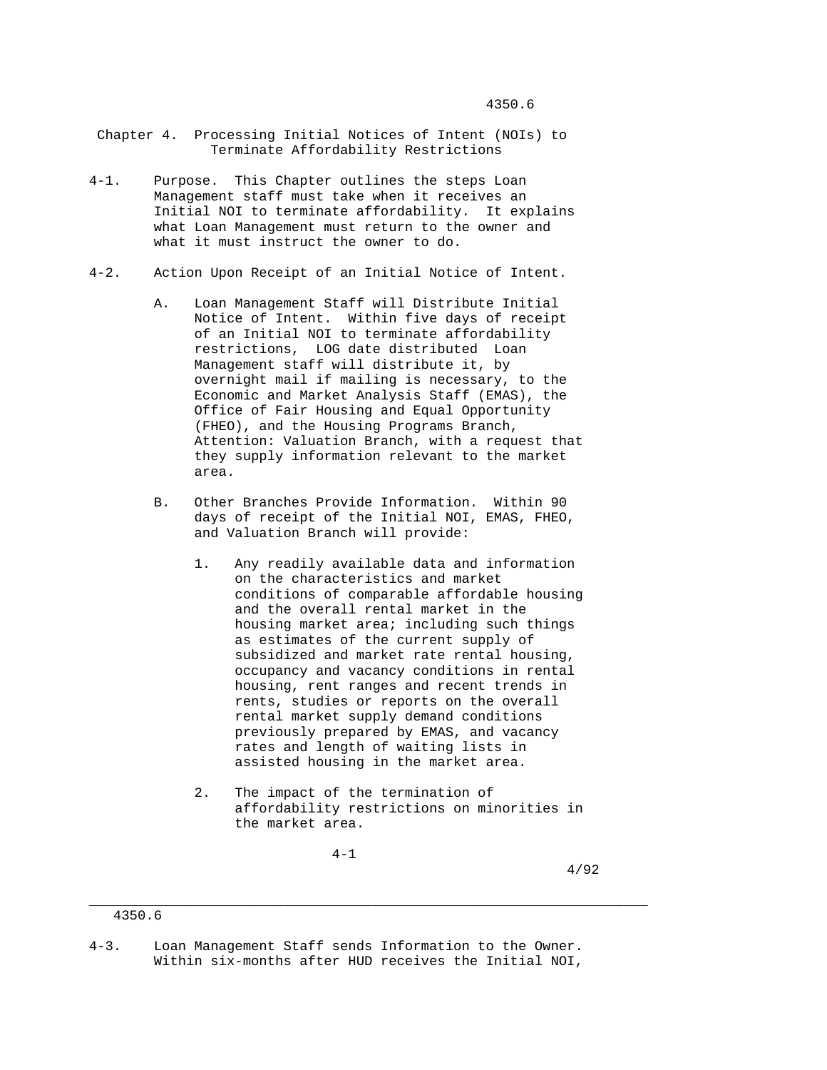## Chapter 4. Processing Initial Notices of Intent (NOIs) to Terminate Affordability Restrictions

4-1. Purpose. This Chapter outlines the steps Loan Management staff must take when it receives an Initial NOI to terminate affordability. It explains what Loan Management must return to the owner and what it must instruct the owner to do.

4-2. Action Upon Receipt of an Initial Notice of Intent.

A. Loan Management Staff will Distribute Initial Notice of Intent. Within five days of receipt of an Initial NOI to terminate affordability restrictions, LOG date distributed Loan Management staff will distribute it, by overnight mail if mailing is necessary, to the Economic and Market Analysis Staff (EMAS), the Office of Fair Housing and Equal Opportunity (FHEO), and the Housing Programs Branch, Attention: Valuation Branch, with a request that they supply information relevant to the market area.

B. Other Branches Provide Information. Within 90 days of receipt of the Initial NOI, EMAS, FHEO, and Valuation Branch will provide:

1. Any readily available data and information on the characteristics and market conditions of comparable affordable housing and the overall rental market in the housing market area; including such things as estimates of the current supply of subsidized and market rate rental housing, occupancy and vacancy conditions in rental housing, rent ranges and recent trends in rents, studies or reports on the overall rental market supply demand conditions previously prepared by EMAS, and vacancy rates and length of waiting lists in assisted housing in the market area.

2. The impact of the termination of affordability restrictions on minorities in the market area.

4-3. Loan Management Staff sends Information to the Owner. Within six-months after HUD receives the Initial NOI,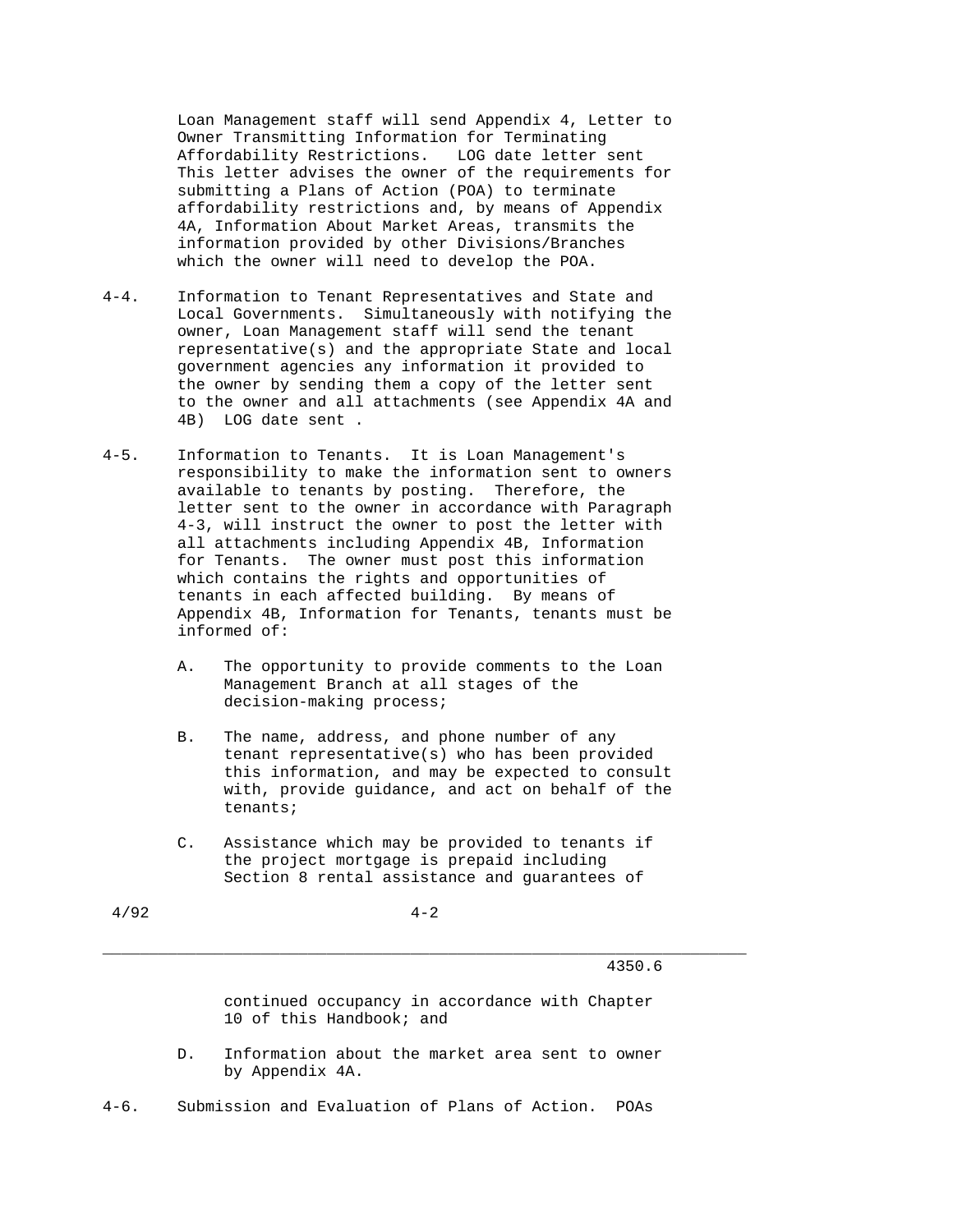Loan Management staff will send Appendix 4, Letter to Owner Transmitting Information for Terminating Affordability Restrictions. LOG date letter sent This letter advises the owner of the requirements for submitting a Plans of Action (POA) to terminate affordability restrictions and, by means of Appendix 4A, Information About Market Areas, transmits the information provided by other Divisions/Branches which the owner will need to develop the POA.

4-4. Information to Tenant Representatives and State and Local Governments. Simultaneously with notifying the owner, Loan Management staff will send the tenant representative(s) and the appropriate State and local government agencies any information it provided to the owner by sending them a copy of the letter sent to the owner and all attachments (see Appendix 4A and 4B) LOG date sent .

4-5. Information to Tenants. It is Loan Management's responsibility to make the information sent to owners available to tenants by posting. Therefore, the letter sent to the owner in accordance with Paragraph 4-3, will instruct the owner to post the letter with all attachments including Appendix 4B, Information for Tenants. The owner must post this information which contains the rights and opportunities of tenants in each affected building. By means of Appendix 4B, Information for Tenants, tenants must be informed of:

A. The opportunity to provide comments to the Loan Management Branch at all stages of the decision-making process;

B. The name, address, and phone number of any tenant representative(s) who has been provided this information, and may be expected to consult with, provide guidance, and act on behalf of the tenants;

C. Assistance which may be provided to tenants if the project mortgage is prepaid including Section 8 rental assistance and guarantees of continued occupancy in accordance with Chapter 10 of this Handbook; and

D. Information about the market area sent to owner by Appendix 4A.

4-6. Submission and Evaluation of Plans of Action. POAs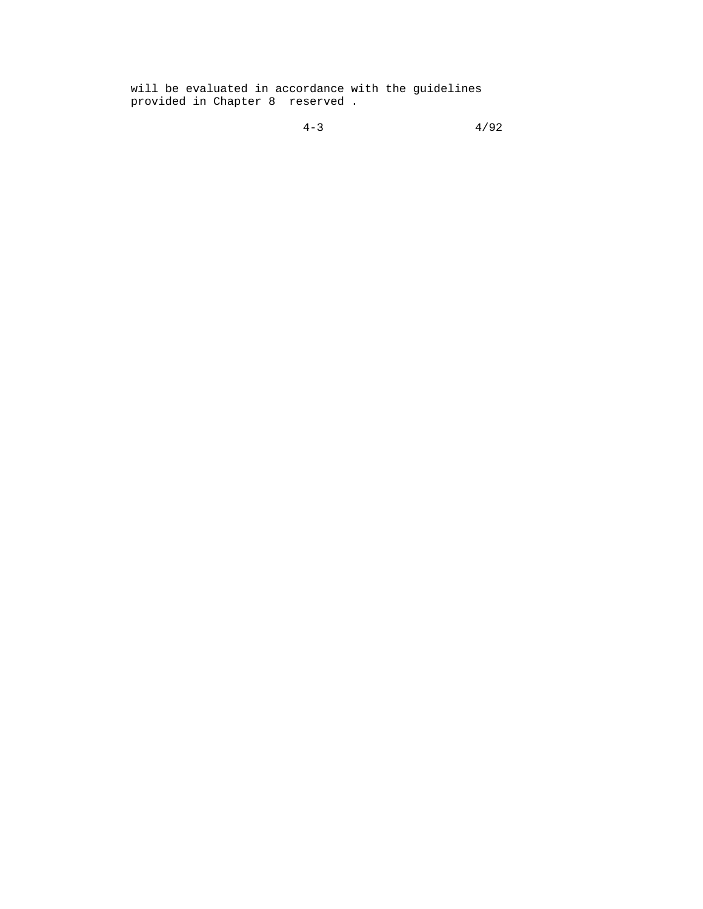will be evaluated in accordance with the guidelines provided in Chapter 8  reserved .